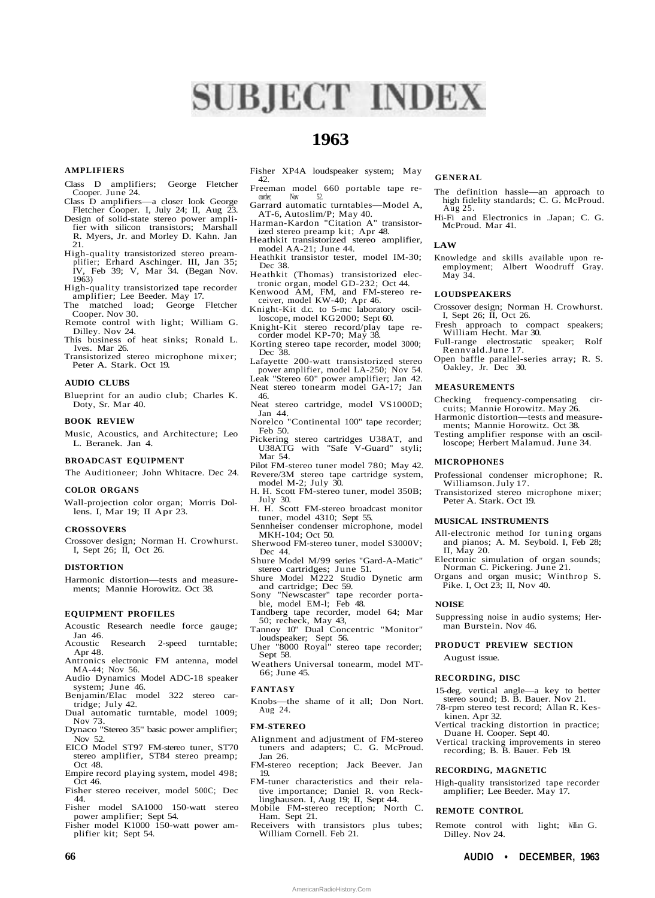# SUBJECT INDEX

## 1963

### AMPLIFIERS

Class D amplifiers; George Fletcher Cooper. June 24.

Class D amplifiers—a closer look George Fletcher Cooper. I, July 24; II, Aug 23.

Design of solid-state stereo power amplifier with silicon transistors; Marshall R. Myers, Jr. and Morley D. Kahn. Jan 21.

High-quality transistorized stereo preamplifier; Erhard Aschinger. III, Jan 35; IV, Feb 39; V, Mar 34. (Began Nov. 1963)

High-quality transistorized tape recorder amplifier; Lee Beeder. May 17.

The matched load; George Fletcher Cooper. Nov 30.

Remote control with light; William G. Dilley. Nov 24.

This business of heat sinks; Ronald L. Ives. Mar 26.

Transistorized stereo microphone mixer; Peter A. Stark. Oct 19.

### AUDIO CLUBS

Blueprint for an audio club; Charles K. Doty, Sr. Mar 40.

### BOOK REVIEW

Music, Acoustics, and Architecture; Leo L. Beranek. Jan 4.

### BROADCAST EQUIPMENT

The Auditioneer; John Whitacre. Dec 24.

### COLOR ORGANS

Wall-projection color organ; Morris Dollens. I, Mar 19; II Apr 23.

### CROSSOVERS

Crossover design; Norman H. Crowhurst. I, Sept 26; II, Oct 26.

### DISTORTION

Harmonic distortion—tests and measurements; Mannie Horowitz. Oct 38.

### EQUIPMENT PROFILES

Acoustic Research needle force gauge; Jan 46.

Acoustic Research 2-speed turntable; Apr 48.

Antronics electronic FM antenna, model MA-44; Nov 56.

Audio Dynamics Model ADC-18 speaker system; June 46.

Benjamin/Elac model 322 stereo cartridge; July 42.

Dual automatic turntable, model 1009; Nov 73.

Dynaco "Stereo 35" basic power amplifier; Nov 52.

EICO Model ST97 FM-stereo tuner, ST70 stereo amplifier, ST84 stereo preamp; Oct 48.

Empire record playing system, model 498; Oct 46.

Fisher stereo receiver, model 500C; Dec 44.

Fisher model SA1000 150-watt stereo power amplifier; Sept 54.

Fisher model K1000 150-watt power amplifier kit; Sept 54.

Fisher XP4A loudspeaker system; May 42.

Freeman model 660 portable tape recorder; Nov 52.

Garrard automatic turntables—Model A, AT-6, Autoslim/P; May 40.

Harman-Kardon "Citation A" transistorized stereo preamp kit; Apr 48.

Heathkit transistorized stereo amplifier, model AA-21; June 44.

Heathkit transistor tester, model IM-30; Dec 38.

Heathkit (Thomas) transistorized electronic organ, model GD-232; Oct 44.

Kenwood AM, FM, and FM-stereo receiver, model KW-40; Apr 46.

Knight-Kit d.c. to 5-mc laboratory oscilloscope, model KG2000; Sept 60.

Knight-Kit stereo record/play tape recorder model KP-70; May 38.

Korting stereo tape recorder, model 3000; Dec 38.

Lafayette 200-watt transistorized stereo power amplifier, model LA-250; Nov 54.

Leak "Stereo 60" power amplifier; Jan 42.

Neat stereo tonearm model GA-17; Jan 46.

Neat stereo cartridge, model VS1000D; Jan 44.

Norelco "Continental 100" tape recorder; Feb 50.

Pickering stereo cartridges U38AT, and U38ATG with "Safe V-Guard" styli; Mar 54.

Pilot FM-stereo tuner model 780; May 42.

Revere/3M stereo tape cartridge system, model M-2; July 30.

H. H. Scott FM-stereo tuner, model 350B; July 30.

H. H. Scott FM-stereo broadcast monitor tuner, model 4310; Sept 55.

Sennheiser condenser microphone, model MKH-104; Oct 50.

Sherwood FM-stereo tuner, model S3000V; Dec 44.

Shure Model M/99 series "Gard-A-Matic" stereo cartridges; June 51.

Shure Model M222 Studio Dynetic arm and cartridge; Dec 59.

Sony "Newscaster" tape recorder portable, model EM-l; Feb 48.

Tandberg tape recorder, model 64; Mar 50; recheck, May 43,

Tannoy 10" Dual Concentric "Monitor" loudspeaker; Sept 56.

Uher "8000 Royal" stereo tape recorder; Sept 58.

Weathers Universal tonearm, model MT-66; June 45.

### FANTASY

Knobs—the shame of it all; Don Nort. Aug 24.

### FM-STEREO

Alignment and adjustment of FM-stereo tuners and adapters; C. G. McProud. Jan 26.

FM-stereo reception; Jack Beever. Jan 19.

FM-tuner characteristics and their relative importance; Daniel R. von Recklinghausen. I, Aug 19; II, Sept 44.

Mobile FM-stereo reception; North C. Ham. Sept 21.

Receivers with transistors plus tubes; William Cornell. Feb 21.

### GENERAL

The definition hassle—an approach to high fidelity standards; C. G. McProud. Aug 25.

Hi-Fi and Electronics in .Japan; C. G. McProud. Mar 41.

### LAW

Knowledge and skills available upon reemployment; Albert Woodruff Gray. May 34.

### LOUDSPEAKERS

Crossover design; Norman H. Crowhurst. I, Sept 26; II, Oct 26.

Fresh approach to compact speakers; William Hecht. Mar 30.

Full-range electrostatic speaker; Rolf Rennvald. June 17.

Open baffle parallel-series array; R. S. Oakley, Jr. Dec 30.

### MEASUREMENTS

Checking frequency-compensating circuits; Mannie Horowitz. May 26.

Harmonic distortion—tests and measurements; Mannie Horowitz. Oct 38.

Testing amplifier response with an oscilloscope; Herbert Malamud. June 34.

### MICROPHONES

Professional condenser microphone; R. Williamson. July 17.

Transistorized stereo microphone mixer; Peter A. Stark. Oct 19.

### MUSICAL INSTRUMENTS

All-electronic method for tuning organs and pianos; A. M. Seybold. I, Feb 28; II, May 20.

Electronic simulation of organ sounds; Norman C. Pickering. June 21.

Organs and organ music; Winthrop S. Pike. I, Oct 23; II, Nov 40.

### NOISE

Suppressing noise in audio systems; Herman Burstein. Nov 46.

### PRODUCT PREVIEW SECTION

August issue.

### RECORDING, DISC

15-deg. vertical angle—a key to better stereo sound; B. B. Bauer. Nov 21.

78-rpm stereo test record; Allan R. Keskinen. Apr 32.

Vertical tracking distortion in practice; Duane H. Cooper. Sept 40.

Vertical tracking improvements in stereo recording; B. B. Bauer. Feb 19.

### RECORDING, MAGNETIC

High-quality transistorized tape recorder amplifier; Lee Beeder. May 17.

### REMOTE CONTROL

Remote control with light; William G. Dilley. Nov 24.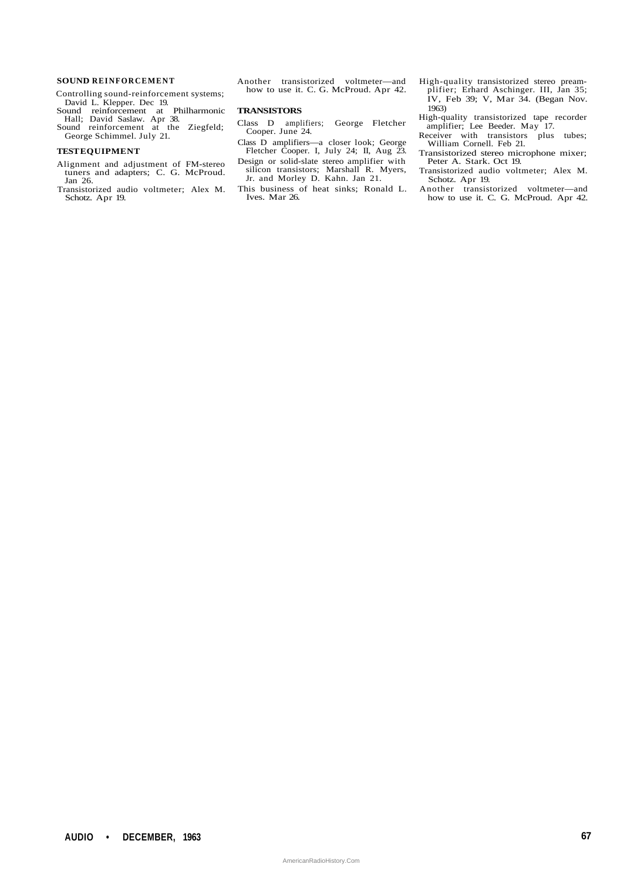### SOUND REINFORCEMENT

Controlling sound-reinforcement systems; David L. Klepper. Dec 19.
Sound reinforcement at Philharmonic Hall; David Saslaw. Apr 38.
Sound reinforcement at the Ziegfeld; George Schimmel. July 21.

### TESTEQUIPMENT

Alignment and adjustment of FM-stereo tuners and adapters; C. G. McProud. Jan 26.
Transistorized audio voltmeter; Alex M. Schotz. Apr 19.
Another transistorized voltmeter—and how to use it. C. G. McProud. Apr 42.

### TRANSISTORS

Class D amplifiers; George Fletcher Cooper. June 24.
Class D amplifiers—a closer look; George Fletcher Cooper. I, July 24; II, Aug 23.
Design or solid-slate stereo amplifier with silicon transistors; Marshall R. Myers, Jr. and Morley D. Kahn. Jan 21.
This business of heat sinks; Ronald L. Ives. Mar 26.
High-quality transistorized stereo preamplifier; Erhard Aschinger. III, Jan 35; IV, Feb 39; V, Mar 34. (Began Nov. 1963)
High-quality transistorized tape recorder amplifier; Lee Beeder. May 17.
Receiver with transistors plus tubes; William Cornell. Feb 21.
Transistorized stereo microphone mixer; Peter A. Stark. Oct 19.
Transistorized audio voltmeter; Alex M. Schotz. Apr 19.
Another transistorized voltmeter—and how to use it. C. G. McProud. Apr 42.